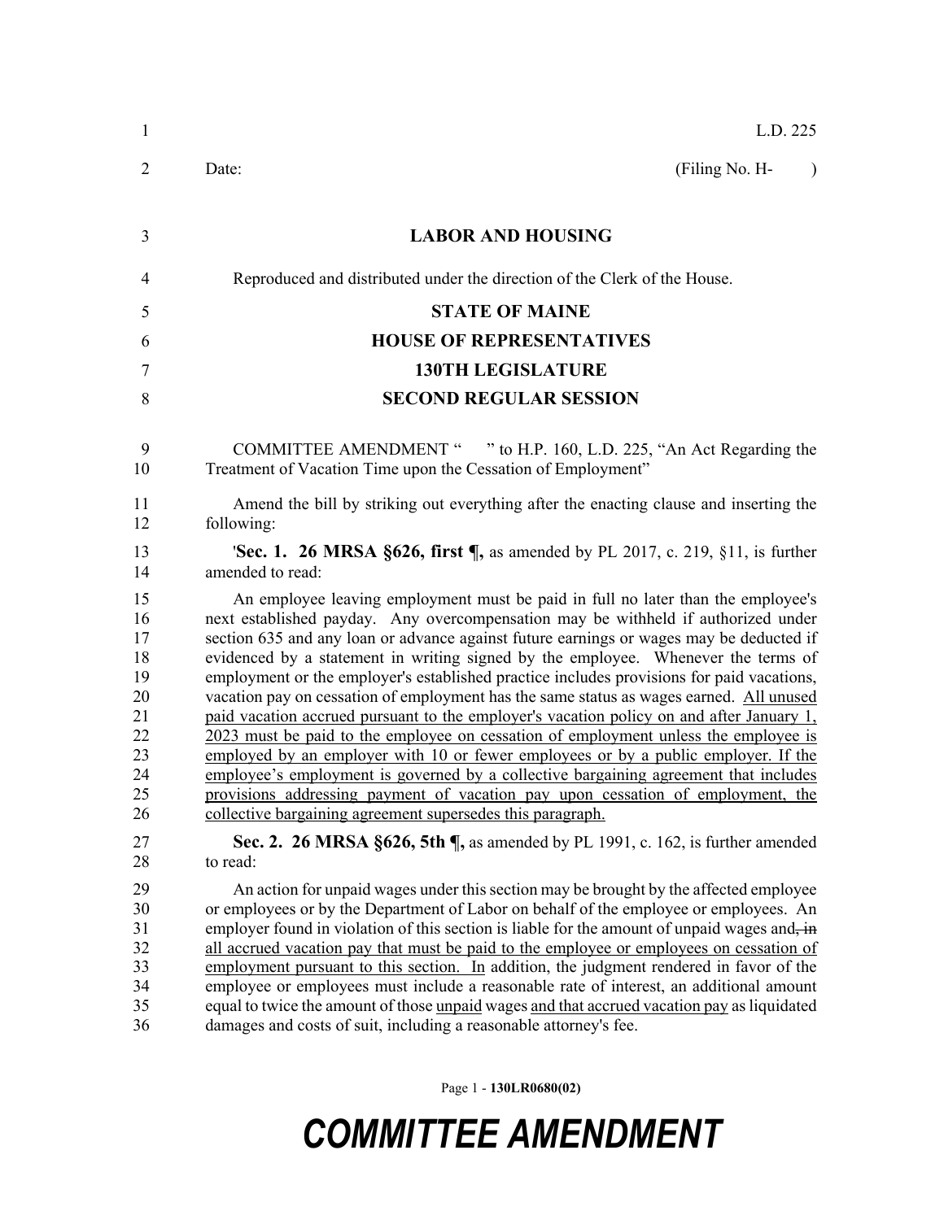L.D. 225

Date: (Filing No. H- )

# LABOR AND HOUSING

Reproduced and distributed under the direction of the Clerk of the House.

## STATE OF MAINE
## HOUSE OF REPRESENTATIVES
## 130TH LEGISLATURE
## SECOND REGULAR SESSION

COMMITTEE AMENDMENT " " to H.P. 160, L.D. 225, "An Act Regarding the Treatment of Vacation Time upon the Cessation of Employment"

Amend the bill by striking out everything after the enacting clause and inserting the following:

'**Sec. 1. 26 MRSA §626, first ¶,** as amended by PL 2017, c. 219, §11, is further amended to read:

An employee leaving employment must be paid in full no later than the employee's next established payday. Any overcompensation may be withheld if authorized under section 635 and any loan or advance against future earnings or wages may be deducted if evidenced by a statement in writing signed by the employee. Whenever the terms of employment or the employer's established practice includes provisions for paid vacations, vacation pay on cessation of employment has the same status as wages earned. <u>All unused paid vacation accrued pursuant to the employer's vacation policy on and after January 1, 2023 must be paid to the employee on cessation of employment unless the employee is employed by an employer with 10 or fewer employees or by a public employer. If the employee's employment is governed by a collective bargaining agreement that includes provisions addressing payment of vacation pay upon cessation of employment, the collective bargaining agreement supersedes this paragraph.</u>

**Sec. 2. 26 MRSA §626, 5th ¶,** as amended by PL 1991, c. 162, is further amended to read:

An action for unpaid wages under this section may be brought by the affected employee or employees or by the Department of Labor on behalf of the employee or employees. An employer found in violation of this section is liable for the amount of unpaid wages and~~, in~~ <u>all accrued vacation pay that must be paid to the employee or employees on cessation of employment pursuant to this section. In</u> addition, the judgment rendered in favor of the employee or employees must include a reasonable rate of interest, an additional amount equal to twice the amount of those <u>unpaid</u> wages <u>and that accrued vacation pay</u> as liquidated damages and costs of suit, including a reasonable attorney's fee.

Page 1 - **130LR0680(02)**

# *COMMITTEE AMENDMENT*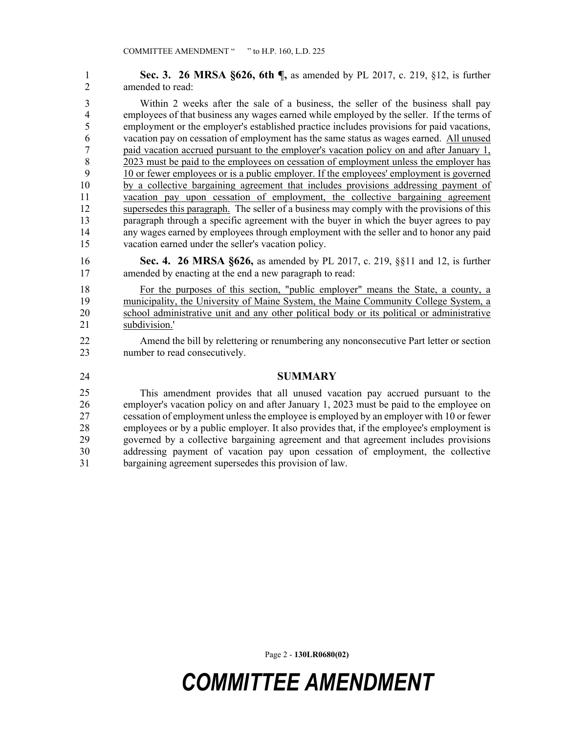**Sec. 3. 26 MRSA §626, 6th ¶,** as amended by PL 2017, c. 219, §12, is further amended to read:

Within 2 weeks after the sale of a business, the seller of the business shall pay employees of that business any wages earned while employed by the seller. If the terms of employment or the employer's established practice includes provisions for paid vacations, vacation pay on cessation of employment has the same status as wages earned. All unused paid vacation accrued pursuant to the employer's vacation policy on and after January 1, 2023 must be paid to the employees on cessation of employment unless the employer has 10 or fewer employees or is a public employer. If the employees' employment is governed by a collective bargaining agreement that includes provisions addressing payment of vacation pay upon cessation of employment, the collective bargaining agreement supersedes this paragraph. The seller of a business may comply with the provisions of this paragraph through a specific agreement with the buyer in which the buyer agrees to pay any wages earned by employees through employment with the seller and to honor any paid vacation earned under the seller's vacation policy.

**Sec. 4. 26 MRSA §626,** as amended by PL 2017, c. 219, §§11 and 12, is further amended by enacting at the end a new paragraph to read:

For the purposes of this section, "public employer" means the State, a county, a municipality, the University of Maine System, the Maine Community College System, a school administrative unit and any other political body or its political or administrative subdivision.'

Amend the bill by relettering or renumbering any nonconsecutive Part letter or section number to read consecutively.

## SUMMARY

This amendment provides that all unused vacation pay accrued pursuant to the employer's vacation policy on and after January 1, 2023 must be paid to the employee on cessation of employment unless the employee is employed by an employer with 10 or fewer employees or by a public employer. It also provides that, if the employee's employment is governed by a collective bargaining agreement and that agreement includes provisions addressing payment of vacation pay upon cessation of employment, the collective bargaining agreement supersedes this provision of law.